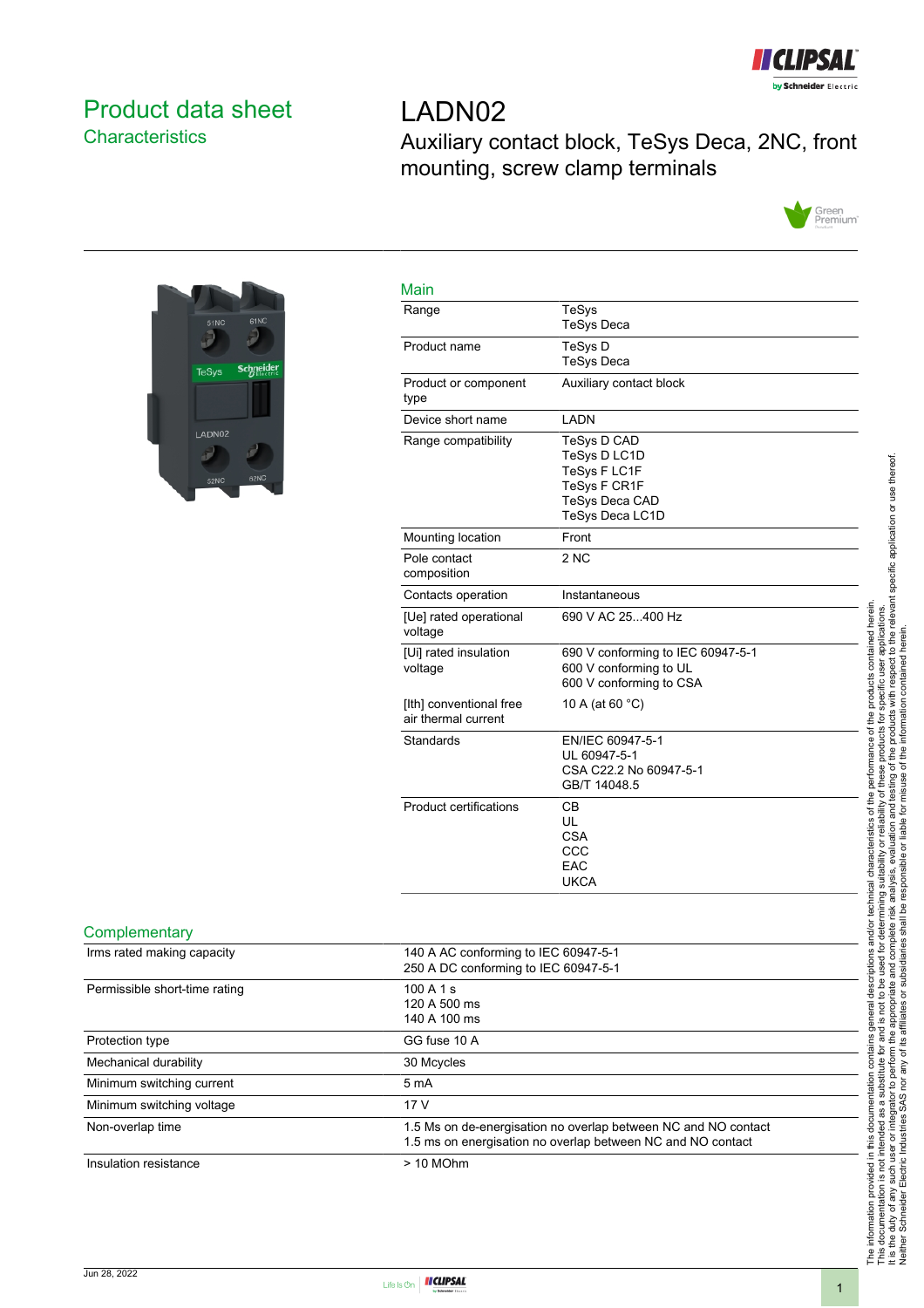# Product data sheet

## Characteristics

# LADN02

Auxiliary contact block, TeSys Deca, 2NC, front mounting, screw clamp terminals

## Main

| | |
|---|---|
| Range | TeSys<br>TeSys Deca |
| Product name | TeSys D<br>TeSys Deca |
| Product or component type | Auxiliary contact block |
| Device short name | LADN |
| Range compatibility | TeSys D CAD<br>TeSys D LC1D<br>TeSys F LC1F<br>TeSys F CR1F<br>TeSys Deca CAD<br>TeSys Deca LC1D |
| Mounting location | Front |
| Pole contact composition | 2 NC |
| Contacts operation | Instantaneous |
| [Ue] rated operational voltage | 690 V AC 25...400 Hz |
| [Ui] rated insulation voltage | 690 V conforming to IEC 60947-5-1<br>600 V conforming to UL<br>600 V conforming to CSA |
| [Ith] conventional free air thermal current | 10 A (at 60 °C) |
| Standards | EN/IEC 60947-5-1<br>UL 60947-5-1<br>CSA C22.2 No 60947-5-1<br>GB/T 14048.5 |
| Product certifications | CB<br>UL<br>CSA<br>CCC<br>EAC<br>UKCA |

## Complementary

| | |
|---|---|
| Irms rated making capacity | 140 A AC conforming to IEC 60947-5-1<br>250 A DC conforming to IEC 60947-5-1 |
| Permissible short-time rating | 100 A 1 s<br>120 A 500 ms<br>140 A 100 ms |
| Protection type | GG fuse 10 A |
| Mechanical durability | 30 Mcycles |
| Minimum switching current | 5 mA |
| Minimum switching voltage | 17 V |
| Non-overlap time | 1.5 Ms on de-energisation no overlap between NC and NO contact<br>1.5 ms on energisation no overlap between NC and NO contact |
| Insulation resistance | > 10 MOhm |

The information provided in this documentation contains general descriptions and/or technical characteristics of the performance of the products contained herein.
This documentation is not intended as a substitute for and is not to be used for determining suitability or reliability of these products for specific user applications.
It is the duty of any such user or integrator to perform the appropriate and complete risk analysis, evaluation and testing of the products with respect to the relevant specific application or use thereof.
Neither Schneider Electric Industries SAS nor any of its affiliates or subsidiaries shall be responsible or liable for misuse of the information contained herein.

Jun 28, 2022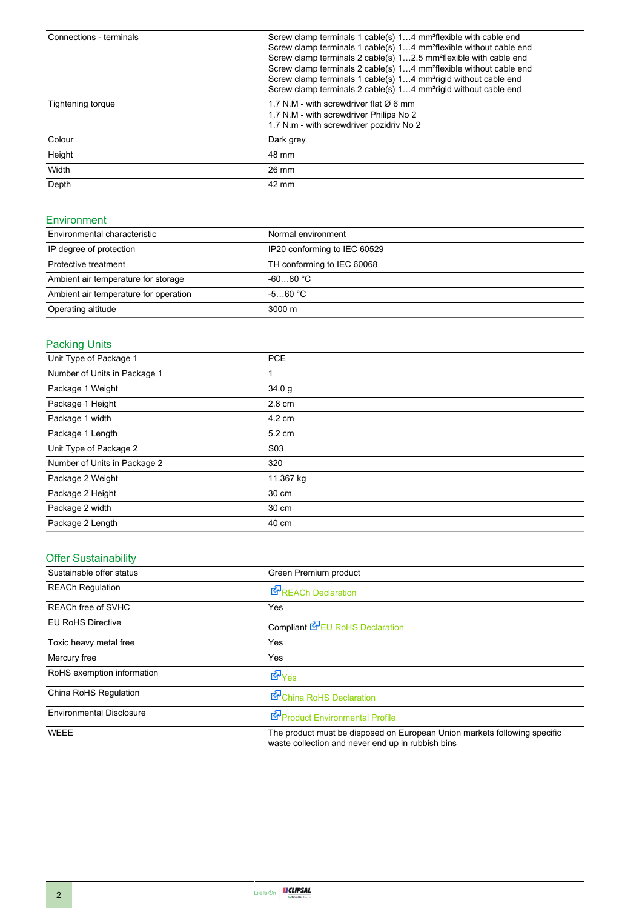| | |
|---|---|
| Connections - terminals | Screw clamp terminals 1 cable(s) 1…4 mm²flexible with cable end<br>Screw clamp terminals 1 cable(s) 1…4 mm²flexible without cable end<br>Screw clamp terminals 2 cable(s) 1…2.5 mm²flexible with cable end<br>Screw clamp terminals 2 cable(s) 1…4 mm²flexible without cable end<br>Screw clamp terminals 1 cable(s) 1…4 mm²rigid without cable end<br>Screw clamp terminals 2 cable(s) 1…4 mm²rigid without cable end |
| Tightening torque | 1.7 N.M - with screwdriver flat Ø 6 mm<br>1.7 N.M - with screwdriver Philips No 2<br>1.7 N.m - with screwdriver pozidriv No 2 |
| Colour | Dark grey |
| Height | 48 mm |
| Width | 26 mm |
| Depth | 42 mm |

## Environment

| | |
|---|---|
| Environmental characteristic | Normal environment |
| IP degree of protection | IP20 conforming to IEC 60529 |
| Protective treatment | TH conforming to IEC 60068 |
| Ambient air temperature for storage | -60…80 °C |
| Ambient air temperature for operation | -5…60 °C |
| Operating altitude | 3000 m |

## Packing Units

| | |
|---|---|
| Unit Type of Package 1 | PCE |
| Number of Units in Package 1 | 1 |
| Package 1 Weight | 34.0 g |
| Package 1 Height | 2.8 cm |
| Package 1 width | 4.2 cm |
| Package 1 Length | 5.2 cm |
| Unit Type of Package 2 | S03 |
| Number of Units in Package 2 | 320 |
| Package 2 Weight | 11.367 kg |
| Package 2 Height | 30 cm |
| Package 2 width | 30 cm |
| Package 2 Length | 40 cm |

## Offer Sustainability

| | |
|---|---|
| Sustainable offer status | Green Premium product |
| REACh Regulation | REACh Declaration |
| REACh free of SVHC | Yes |
| EU RoHS Directive | Compliant EU RoHS Declaration |
| Toxic heavy metal free | Yes |
| Mercury free | Yes |
| RoHS exemption information | Yes |
| China RoHS Regulation | China RoHS Declaration |
| Environmental Disclosure | Product Environmental Profile |
| WEEE | The product must be disposed on European Union markets following specific waste collection and never end up in rubbish bins |